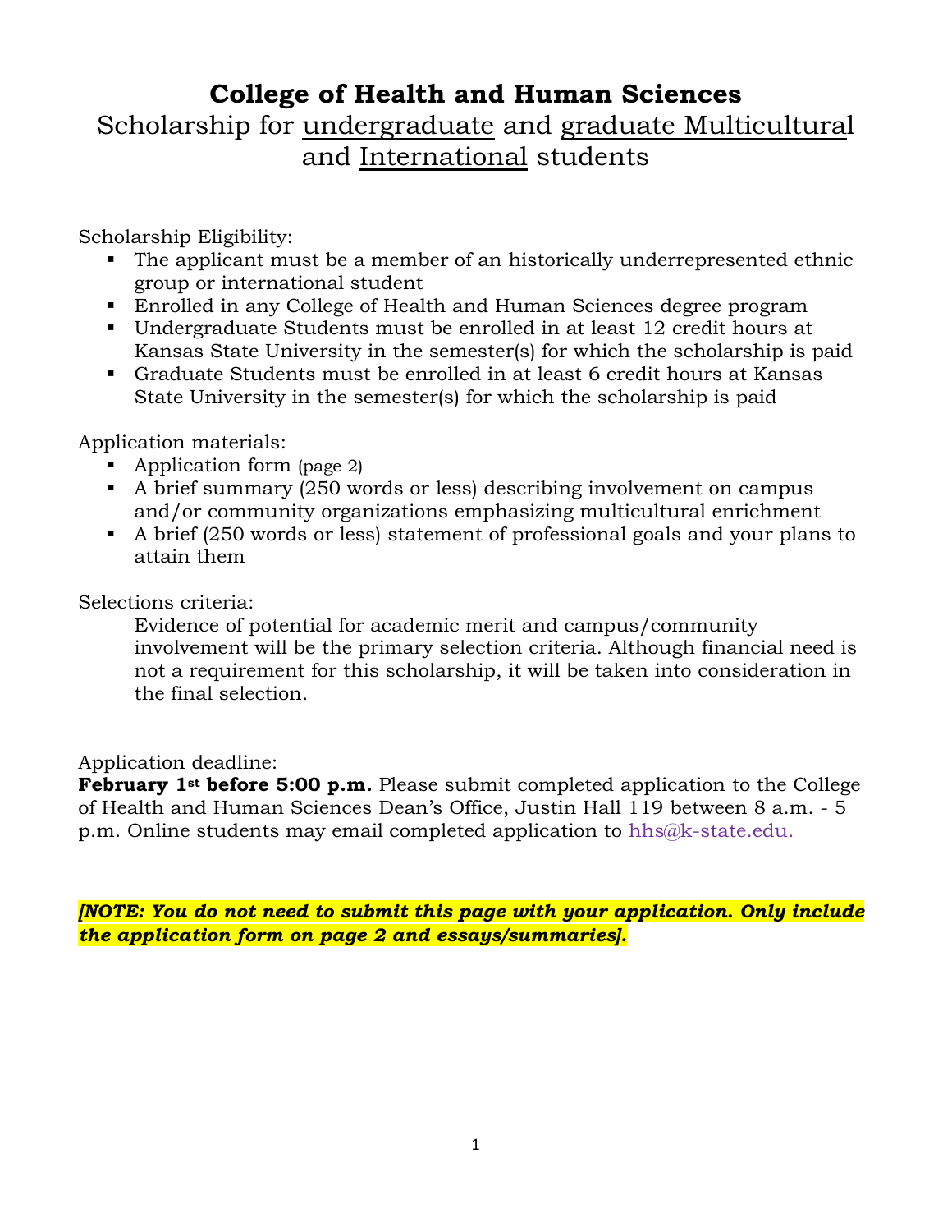# College of Health and Human Sciences

## Scholarship for undergraduate and graduate Multicultural and International students

Scholarship Eligibility:

- The applicant must be a member of an historically underrepresented ethnic group or international student
- Enrolled in any College of Health and Human Sciences degree program
- Undergraduate Students must be enrolled in at least 12 credit hours at Kansas State University in the semester(s) for which the scholarship is paid
- Graduate Students must be enrolled in at least 6 credit hours at Kansas State University in the semester(s) for which the scholarship is paid

Application materials:

- Application form (page 2)
- A brief summary (250 words or less) describing involvement on campus and/or community organizations emphasizing multicultural enrichment
- A brief (250 words or less) statement of professional goals and your plans to attain them

Selections criteria:

Evidence of potential for academic merit and campus/community involvement will be the primary selection criteria. Although financial need is not a requirement for this scholarship, it will be taken into consideration in the final selection.

Application deadline:

**February 1st before 5:00 p.m.** Please submit completed application to the College of Health and Human Sciences Dean's Office, Justin Hall 119 between 8 a.m. - 5 p.m. Online students may email completed application to hhs@k-state.edu.

***[NOTE: You do not need to submit this page with your application. Only include the application form on page 2 and essays/summaries].***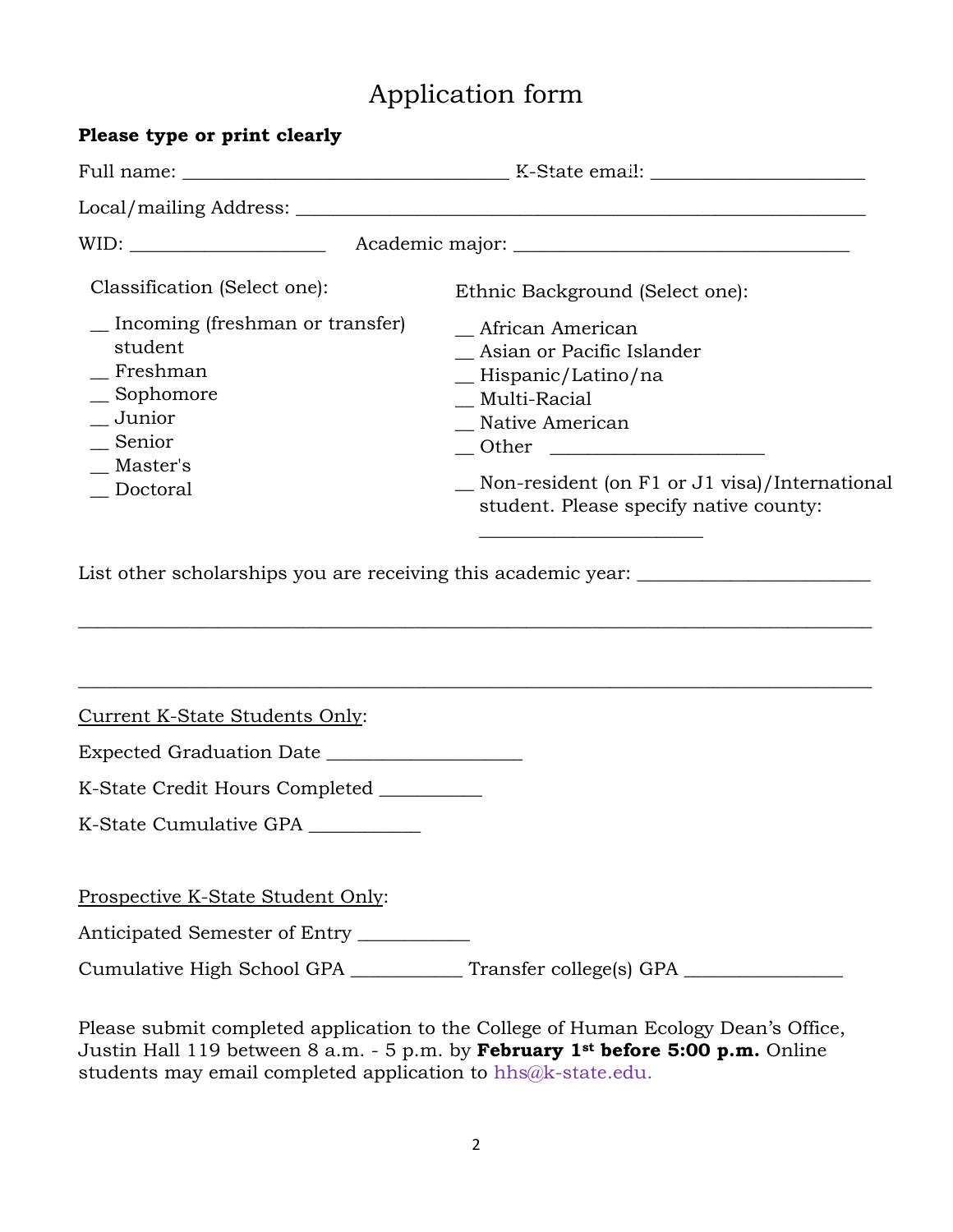# Application form

**Please type or print clearly**

Full name: ________________________________ K-State email: _____________________

Local/mailing Address: ________________________________________________________

WID: ___________________ Academic major: _________________________________

Classification (Select one):

__ Incoming (freshman or transfer) student
__ Freshman
__ Sophomore
__ Junior
__ Senior
__ Master's
__ Doctoral

Ethnic Background (Select one):

__ African American
__ Asian or Pacific Islander
__ Hispanic/Latino/na
__ Multi-Racial
__ Native American
__ Other _____________________

__ Non-resident (on F1 or J1 visa)/International student. Please specify native county: ______________________

List other scholarships you are receiving this academic year: _______________________

______________________________________________________________________________

______________________________________________________________________________

Current K-State Students Only:

Expected Graduation Date ___________________

K-State Credit Hours Completed __________

K-State Cumulative GPA ___________

Prospective K-State Student Only:

Anticipated Semester of Entry ___________

Cumulative High School GPA ___________ Transfer college(s) GPA _______________

Please submit completed application to the College of Human Ecology Dean's Office, Justin Hall 119 between 8 a.m. - 5 p.m. by **February 1st before 5:00 p.m.** Online students may email completed application to hhs@k-state.edu.